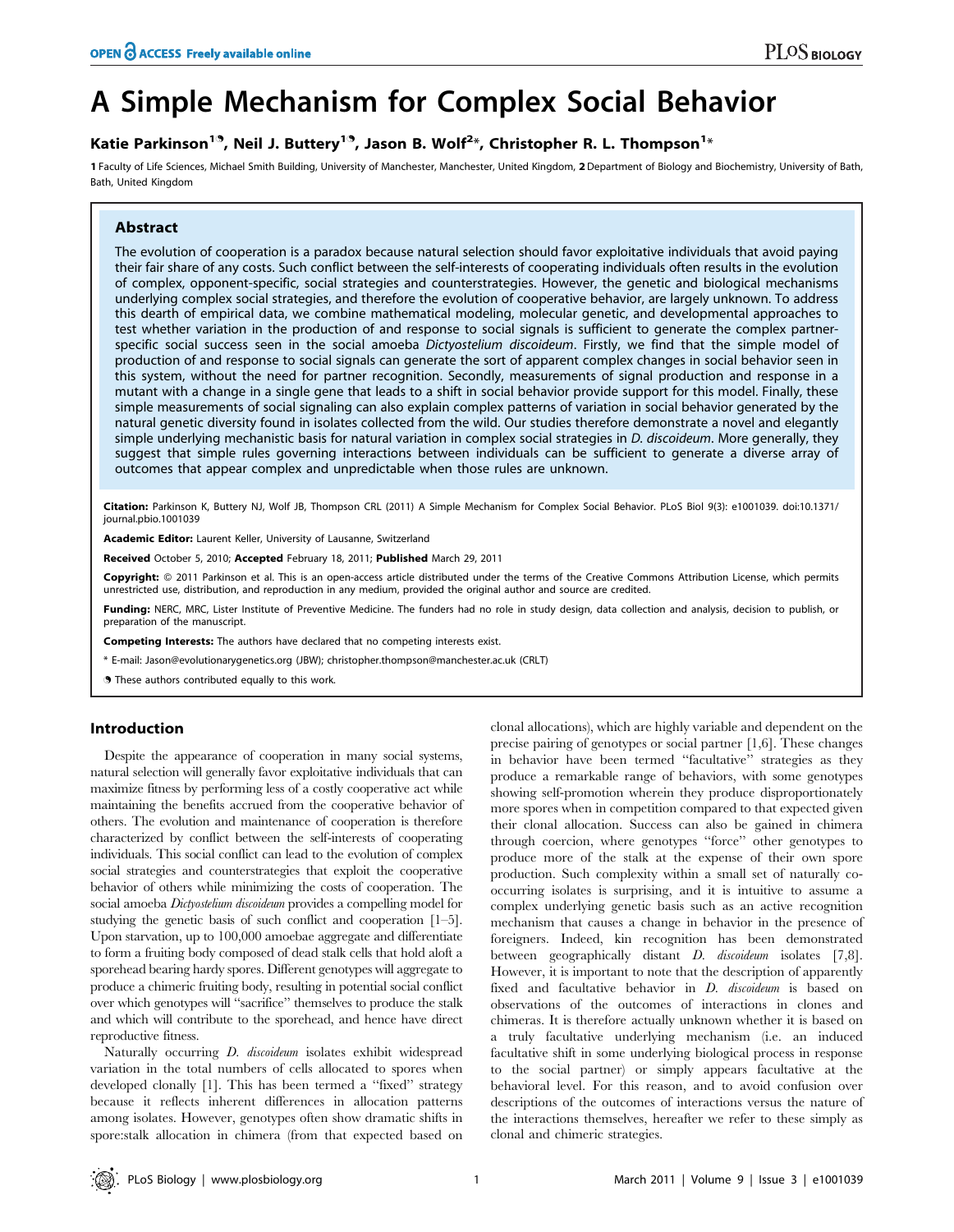# A Simple Mechanism for Complex Social Behavior

**Katie Parkinson[1]☯, Neil J. Buttery[1]☯, Jason B. Wolf[2]*, Christopher R. L. Thompson[1]***

**1** Faculty of Life Sciences, Michael Smith Building, University of Manchester, Manchester, United Kingdom, **2** Department of Biology and Biochemistry, University of Bath, Bath, United Kingdom

## Abstract

The evolution of cooperation is a paradox because natural selection should favor exploitative individuals that avoid paying their fair share of any costs. Such conflict between the self-interests of cooperating individuals often results in the evolution of complex, opponent-specific, social strategies and counterstrategies. However, the genetic and biological mechanisms underlying complex social strategies, and therefore the evolution of cooperative behavior, are largely unknown. To address this dearth of empirical data, we combine mathematical modeling, molecular genetic, and developmental approaches to test whether variation in the production of and response to social signals is sufficient to generate the complex partner-specific social success seen in the social amoeba *Dictyostelium discoideum*. Firstly, we find that the simple model of production of and response to social signals can generate the sort of apparent complex changes in social behavior seen in this system, without the need for partner recognition. Secondly, measurements of signal production and response in a mutant with a change in a single gene that leads to a shift in social behavior provide support for this model. Finally, these simple measurements of social signaling can also explain complex patterns of variation in social behavior generated by the natural genetic diversity found in isolates collected from the wild. Our studies therefore demonstrate a novel and elegantly simple underlying mechanistic basis for natural variation in complex social strategies in *D. discoideum*. More generally, they suggest that simple rules governing interactions between individuals can be sufficient to generate a diverse array of outcomes that appear complex and unpredictable when those rules are unknown.

**Citation:** Parkinson K, Buttery NJ, Wolf JB, Thompson CRL (2011) A Simple Mechanism for Complex Social Behavior. PLoS Biol 9(3): e1001039. doi:10.1371/journal.pbio.1001039

**Academic Editor:** Laurent Keller, University of Lausanne, Switzerland

**Received** October 5, 2010; **Accepted** February 18, 2011; **Published** March 29, 2011

**Copyright:** © 2011 Parkinson et al. This is an open-access article distributed under the terms of the Creative Commons Attribution License, which permits unrestricted use, distribution, and reproduction in any medium, provided the original author and source are credited.

**Funding:** NERC, MRC, Lister Institute of Preventive Medicine. The funders had no role in study design, data collection and analysis, decision to publish, or preparation of the manuscript.

**Competing Interests:** The authors have declared that no competing interests exist.

* E-mail: Jason@evolutionarygenetics.org (JBW); christopher.thompson@manchester.ac.uk (CRLT)

☯ These authors contributed equally to this work.

## Introduction

Despite the appearance of cooperation in many social systems, natural selection will generally favor exploitative individuals that can maximize fitness by performing less of a costly cooperative act while maintaining the benefits accrued from the cooperative behavior of others. The evolution and maintenance of cooperation is therefore characterized by conflict between the self-interests of cooperating individuals. This social conflict can lead to the evolution of complex social strategies and counterstrategies that exploit the cooperative behavior of others while minimizing the costs of cooperation. The social amoeba *Dictyostelium discoideum* provides a compelling model for studying the genetic basis of such conflict and cooperation [1–5]. Upon starvation, up to 100,000 amoebae aggregate and differentiate to form a fruiting body composed of dead stalk cells that hold aloft a sporehead bearing hardy spores. Different genotypes will aggregate to produce a chimeric fruiting body, resulting in potential social conflict over which genotypes will "sacrifice" themselves to produce the stalk and which will contribute to the sporehead, and hence have direct reproductive fitness.

Naturally occurring *D. discoideum* isolates exhibit widespread variation in the total numbers of cells allocated to spores when developed clonally [1]. This has been termed a "fixed" strategy because it reflects inherent differences in allocation patterns among isolates. However, genotypes often show dramatic shifts in spore:stalk allocation in chimera (from that expected based on clonal allocations), which are highly variable and dependent on the precise pairing of genotypes or social partner [1,6]. These changes in behavior have been termed "facultative" strategies as they produce a remarkable range of behaviors, with some genotypes showing self-promotion wherein they produce disproportionately more spores when in competition compared to that expected given their clonal allocation. Success can also be gained in chimera through coercion, where genotypes "force" other genotypes to produce more of the stalk at the expense of their own spore production. Such complexity within a small set of naturally co-occurring isolates is surprising, and it is intuitive to assume a complex underlying genetic basis such as an active recognition mechanism that causes a change in behavior in the presence of foreigners. Indeed, kin recognition has been demonstrated between geographically distant *D. discoideum* isolates [7,8]. However, it is important to note that the description of apparently fixed and facultative behavior in *D. discoideum* is based on observations of the outcomes of interactions in clones and chimeras. It is therefore actually unknown whether it is based on a truly facultative underlying mechanism (i.e. an induced facultative shift in some underlying biological process in response to the social partner) or simply appears facultative at the behavioral level. For this reason, and to avoid confusion over descriptions of the outcomes of interactions versus the nature of the interactions themselves, hereafter we refer to these simply as clonal and chimeric strategies.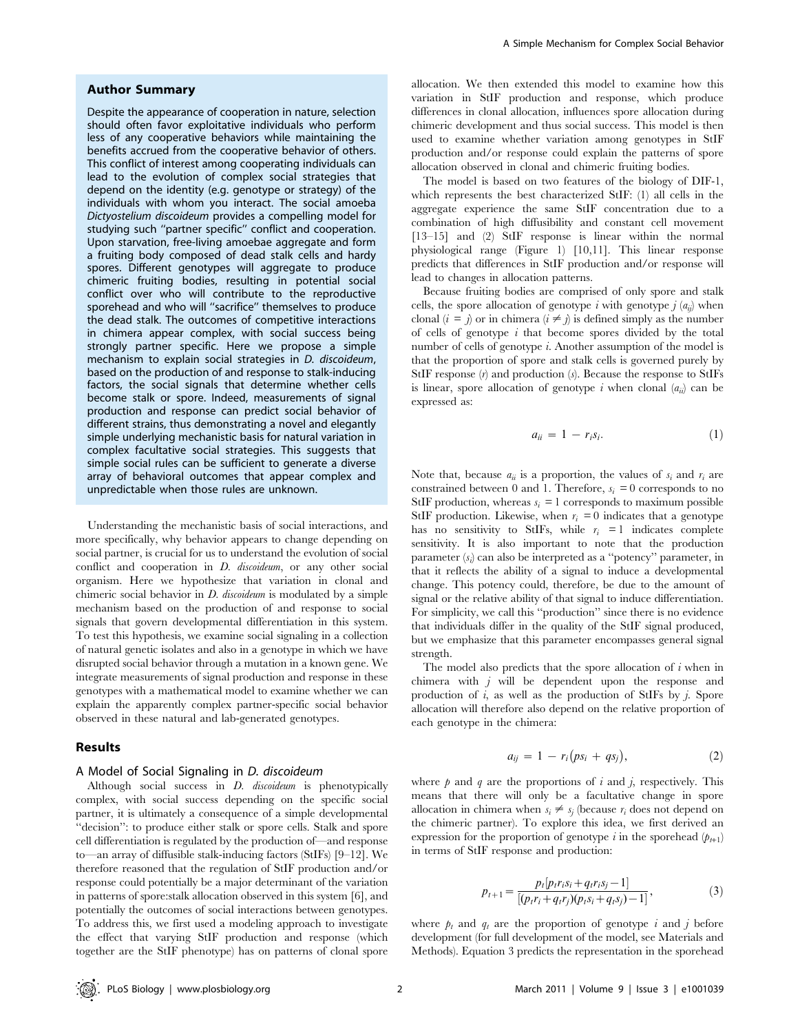## Author Summary

Despite the appearance of cooperation in nature, selection should often favor exploitative individuals who perform less of any cooperative behaviors while maintaining the benefits accrued from the cooperative behavior of others. This conflict of interest among cooperating individuals can lead to the evolution of complex social strategies that depend on the identity (e.g. genotype or strategy) of the individuals with whom you interact. The social amoeba *Dictyostelium discoideum* provides a compelling model for studying such "partner specific" conflict and cooperation. Upon starvation, free-living amoebae aggregate and form a fruiting body composed of dead stalk cells and hardy spores. Different genotypes will aggregate to produce chimeric fruiting bodies, resulting in potential social conflict over who will contribute to the reproductive sporehead and who will "sacrifice" themselves to produce the dead stalk. The outcomes of competitive interactions in chimera appear complex, with social success being strongly partner specific. Here we propose a simple mechanism to explain social strategies in *D. discoideum*, based on the production of and response to stalk-inducing factors, the social signals that determine whether cells become stalk or spore. Indeed, measurements of signal production and response can predict social behavior of different strains, thus demonstrating a novel and elegantly simple underlying mechanistic basis for natural variation in complex facultative social strategies. This suggests that simple social rules can be sufficient to generate a diverse array of behavioral outcomes that appear complex and unpredictable when those rules are unknown.

Understanding the mechanistic basis of social interactions, and more specifically, why behavior appears to change depending on social partner, is crucial for us to understand the evolution of social conflict and cooperation in *D. discoideum*, or any other social organism. Here we hypothesize that variation in clonal and chimeric social behavior in *D. discoideum* is modulated by a simple mechanism based on the production of and response to social signals that govern developmental differentiation in this system. To test this hypothesis, we examine social signaling in a collection of natural genetic isolates and also in a genotype in which we have disrupted social behavior through a mutation in a known gene. We integrate measurements of signal production and response in these genotypes with a mathematical model to examine whether we can explain the apparently complex partner-specific social behavior observed in these natural and lab-generated genotypes.

## Results

### A Model of Social Signaling in *D. discoideum*

Although social success in *D. discoideum* is phenotypically complex, with social success depending on the specific social partner, it is ultimately a consequence of a simple developmental "decision": to produce either stalk or spore cells. Stalk and spore cell differentiation is regulated by the production of—and response to—an array of diffusible stalk-inducing factors (StIFs) [9–12]. We therefore reasoned that the regulation of StIF production and/or response could potentially be a major determinant of the variation in patterns of spore:stalk allocation observed in this system [6], and potentially the outcomes of social interactions between genotypes. To address this, we first used a modeling approach to investigate the effect that varying StIF production and response (which together are the StIF phenotype) has on patterns of clonal spore allocation. We then extended this model to examine how this variation in StIF production and response, which produce differences in clonal allocation, influences spore allocation during chimeric development and thus social success. This model is then used to examine whether variation among genotypes in StIF production and/or response could explain the patterns of spore allocation observed in clonal and chimeric fruiting bodies.

The model is based on two features of the biology of DIF-1, which represents the best characterized StIF: (1) all cells in the aggregate experience the same StIF concentration due to a combination of high diffusibility and constant cell movement [13–15] and (2) StIF response is linear within the normal physiological range (Figure 1) [10,11]. This linear response predicts that differences in StIF production and/or response will lead to changes in allocation patterns.

Because fruiting bodies are comprised of only spore and stalk cells, the spore allocation of genotype $i$ with genotype $j$ ($a_{ij}$) when clonal ($i = j$) or in chimera ($i \neq j$) is defined simply as the number of cells of genotype $i$ that become spores divided by the total number of cells of genotype $i$. Another assumption of the model is that the proportion of spore and stalk cells is governed purely by StIF response ($r$) and production ($s$). Because the response to StIFs is linear, spore allocation of genotype $i$ when clonal ($a_{ii}$) can be expressed as:

$$a_{ii} = 1 - r_i s_i. \tag{1}$$

Note that, because $a_{ii}$ is a proportion, the values of $s_i$ and $r_i$ are constrained between 0 and 1. Therefore, $s_i = 0$ corresponds to no StIF production, whereas $s_i = 1$ corresponds to maximum possible StIF production. Likewise, when $r_i = 0$ indicates that a genotype has no sensitivity to StIFs, while $r_i = 1$ indicates complete sensitivity. It is also important to note that the production parameter ($s_i$) can also be interpreted as a "potency" parameter, in that it reflects the ability of a signal to induce a developmental change. This potency could, therefore, be due to the amount of signal or the relative ability of that signal to induce differentiation. For simplicity, we call this "production" since there is no evidence that individuals differ in the quality of the StIF signal produced, but we emphasize that this parameter encompasses general signal strength.

The model also predicts that the spore allocation of $i$ when in chimera with $j$ will be dependent upon the response and production of $i$, as well as the production of StIFs by $j$. Spore allocation will therefore also depend on the relative proportion of each genotype in the chimera:

$$a_{ij} = 1 - r_i(ps_i + qs_j), \tag{2}$$

where $p$ and $q$ are the proportions of $i$ and $j$, respectively. This means that there will only be a facultative change in spore allocation in chimera when $s_i \neq s_j$ (because $r_i$ does not depend on the chimeric partner). To explore this idea, we first derived an expression for the proportion of genotype $i$ in the sporehead ($p_{t+1}$) in terms of StIF response and production:

$$p_{t+1} = \frac{p_t[p_t r_i s_i + q_t r_i s_j - 1]}{[(p_t r_i + q_t r_j)(p_t s_i + q_t s_j) - 1]}, \tag{3}$$

where $p_t$ and $q_t$ are the proportion of genotype $i$ and $j$ before development (for full development of the model, see Materials and Methods). Equation 3 predicts the representation in the sporehead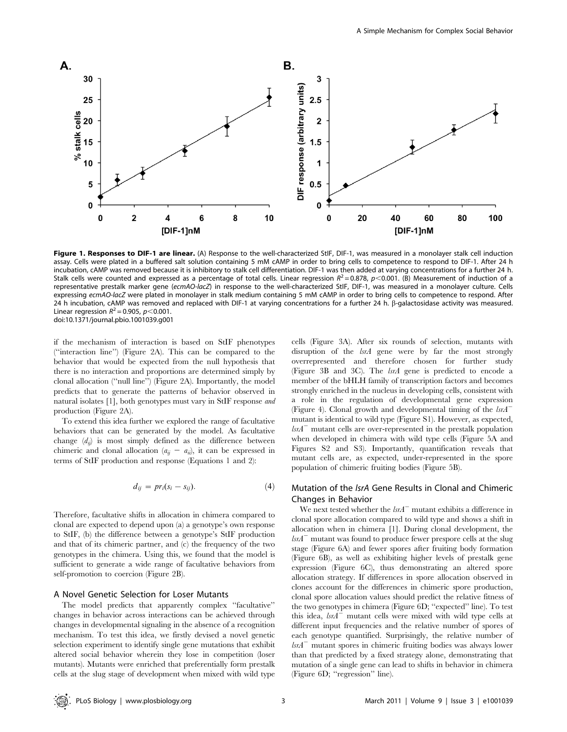**Figure 1. Responses to DIF-1 are linear.** (A) Response to the well-characterized StIF, DIF-1, was measured in a monolayer stalk cell induction assay. Cells were plated in a buffered salt solution containing 5 mM cAMP in order to bring cells to competence to respond to DIF-1. After 24 h incubation, cAMP was removed because it is inhibitory to stalk cell differentiation. DIF-1 was then added at varying concentrations for a further 24 h. Stalk cells were counted and expressed as a percentage of total cells. Linear regression $R^2 = 0.878$, $p < 0.001$. (B) Measurement of induction of a representative prestalk marker gene (*ecmAO-lacZ*) in response to the well-characterized StIF, DIF-1, was measured in a monolayer culture. Cells expressing *ecmAO-lacZ* were plated in monolayer in stalk medium containing 5 mM cAMP in order to bring cells to competence to respond. After 24 h incubation, cAMP was removed and replaced with DIF-1 at varying concentrations for a further 24 h. β-galactosidase activity was measured. Linear regression $R^2 = 0.905$, $p < 0.001$.
doi:10.1371/journal.pbio.1001039.g001

if the mechanism of interaction is based on StIF phenotypes ("interaction line") (Figure 2A). This can be compared to the behavior that would be expected from the null hypothesis that there is no interaction and proportions are determined simply by clonal allocation ("null line") (Figure 2A). Importantly, the model predicts that to generate the patterns of behavior observed in natural isolates [1], both genotypes must vary in StIF response *and* production (Figure 2A).

To extend this idea further we explored the range of facultative behaviors that can be generated by the model. As facultative change ($d_{ij}$) is most simply defined as the difference between chimeric and clonal allocation ($a_{ij} - a_{ii}$), it can be expressed in terms of StIF production and response (Equations 1 and 2):

$$d_{ij} = pr_i(s_i - s_{ij}). \quad (4)$$

Therefore, facultative shifts in allocation in chimera compared to clonal are expected to depend upon (a) a genotype's own response to StIF, (b) the difference between a genotype's StIF production and that of its chimeric partner, and (c) the frequency of the two genotypes in the chimera. Using this, we found that the model is sufficient to generate a wide range of facultative behaviors from self-promotion to coercion (Figure 2B).

## A Novel Genetic Selection for Loser Mutants

The model predicts that apparently complex "facultative" changes in behavior across interactions can be achieved through changes in developmental signaling in the absence of a recognition mechanism. To test this idea, we firstly devised a novel genetic selection experiment to identify single gene mutations that exhibit altered social behavior wherein they lose in competition (loser mutants). Mutants were enriched that preferentially form prestalk cells at the slug stage of development when mixed with wild type cells (Figure 3A). After six rounds of selection, mutants with disruption of the *lsrA* gene were by far the most strongly overrepresented and therefore chosen for further study (Figure 3B and 3C). The *lsrA* gene is predicted to encode a member of the bHLH family of transcription factors and becomes strongly enriched in the nucleus in developing cells, consistent with a role in the regulation of developmental gene expression (Figure 4). Clonal growth and developmental timing of the $lsrA^-$ mutant is identical to wild type (Figure S1). However, as expected, $lsrA^-$ mutant cells are over-represented in the prestalk population when developed in chimera with wild type cells (Figure 5A and Figures S2 and S3). Importantly, quantification reveals that mutant cells are, as expected, under-represented in the spore population of chimeric fruiting bodies (Figure 5B).

## Mutation of the *lsrA* Gene Results in Clonal and Chimeric Changes in Behavior

We next tested whether the $lsrA^-$ mutant exhibits a difference in clonal spore allocation compared to wild type and shows a shift in allocation when in chimera [1]. During clonal development, the $lsrA^-$ mutant was found to produce fewer prespore cells at the slug stage (Figure 6A) and fewer spores after fruiting body formation (Figure 6B), as well as exhibiting higher levels of prestalk gene expression (Figure 6C), thus demonstrating an altered spore allocation strategy. If differences in spore allocation observed in clones account for the differences in chimeric spore production, clonal spore allocation values should predict the relative fitness of the two genotypes in chimera (Figure 6D; "expected" line). To test this idea, $lsrA^-$ mutant cells were mixed with wild type cells at different input frequencies and the relative number of spores of each genotype quantified. Surprisingly, the relative number of $lsrA^-$ mutant spores in chimeric fruiting bodies was always lower than that predicted by a fixed strategy alone, demonstrating that mutation of a single gene can lead to shifts in behavior in chimera (Figure 6D; "regression" line).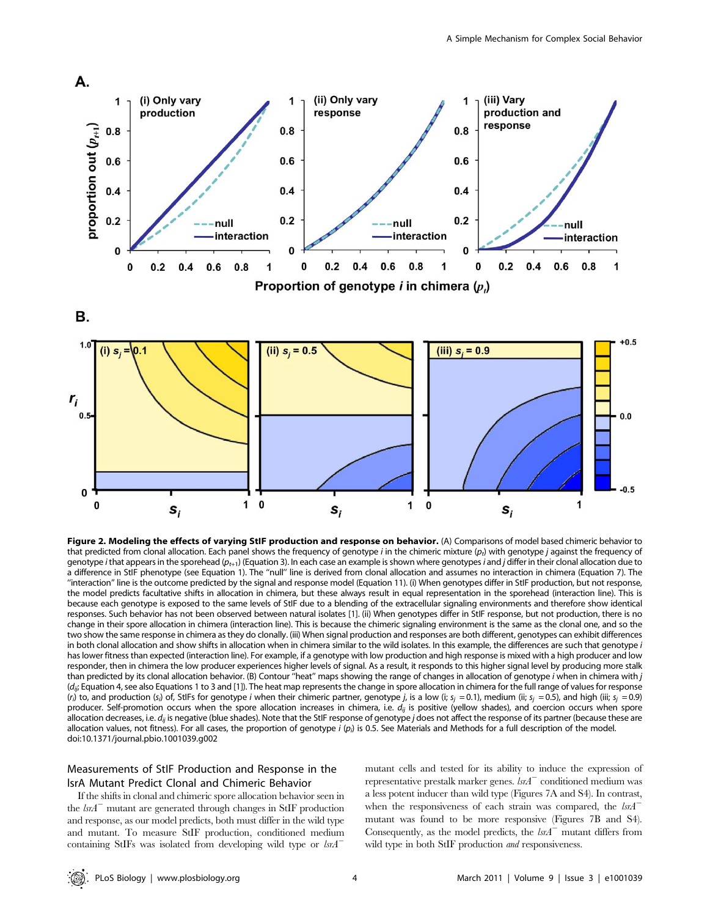**Figure 2. Modeling the effects of varying StIF production and response on behavior.** (A) Comparisons of model based chimeric behavior to that predicted from clonal allocation. Each panel shows the frequency of genotype $i$ in the chimeric mixture ($p_t$) with genotype $j$ against the frequency of genotype $i$ that appears in the sporehead ($p_{t+1}$) (Equation 3). In each case an example is shown where genotypes $i$ and $j$ differ in their clonal allocation due to a difference in StIF phenotype (see Equation 1). The "null" line is derived from clonal allocation and assumes no interaction in chimera (Equation 7). The "interaction" line is the outcome predicted by the signal and response model (Equation 11). (i) When genotypes differ in StIF production, but not response, the model predicts facultative shifts in allocation in chimera, but these always result in equal representation in the sporehead (interaction line). This is because each genotype is exposed to the same levels of StIF due to a blending of the extracellular signaling environments and therefore show identical responses. Such behavior has not been observed between natural isolates [1]. (ii) When genotypes differ in StIF response, but not production, there is no change in their spore allocation in chimera (interaction line). This is because the chimeric signaling environment is the same as the clonal one, and so the two show the same response in chimera as they do clonally. (iii) When signal production and responses are both different, genotypes can exhibit differences in both clonal allocation and show shifts in allocation when in chimera similar to the wild isolates. In this example, the differences are such that genotype $i$ has lower fitness than expected (interaction line). For example, if a genotype with low production and high response is mixed with a high producer and low responder, then in chimera the low producer experiences higher levels of signal. As a result, it responds to this higher signal level by producing more stalk than predicted by its clonal allocation behavior. (B) Contour "heat" maps showing the range of changes in allocation of genotype $i$ when in chimera with $j$ ($d_{ij}$; Equation 4, see also Equations 1 to 3 and [1]). The heat map represents the change in spore allocation in chimera for the full range of values for response ($r_i$) to, and production ($s_i$) of, StIFs for genotype $i$ when their chimeric partner, genotype $j$, is a low (i; $s_j$ = 0.1), medium (ii; $s_j$ = 0.5), and high (iii; $s_j$ = 0.9) producer. Self-promotion occurs when the spore allocation increases in chimera, i.e. $d_{ij}$ is positive (yellow shades), and coercion occurs when spore allocation decreases, i.e. $d_{ij}$ is negative (blue shades). Note that the StIF response of genotype $j$ does not affect the response of its partner (because these are allocation values, not fitness). For all cases, the proportion of genotype $i$ ($p_i$) is 0.5. See Materials and Methods for a full description of the model.
doi:10.1371/journal.pbio.1001039.g002

### Measurements of StIF Production and Response in the lsrA Mutant Predict Clonal and Chimeric Behavior

If the shifts in clonal and chimeric spore allocation behavior seen in the *lsrA*$^-$ mutant are generated through changes in StIF production and response, as our model predicts, both must differ in the wild type and mutant. To measure StIF production, conditioned medium containing StIFs was isolated from developing wild type or *lsrA*$^-$ mutant cells and tested for its ability to induce the expression of representative prestalk marker genes. *lsrA*$^-$ conditioned medium was a less potent inducer than wild type (Figures 7A and S4). In contrast, when the responsiveness of each strain was compared, the *lsrA*$^-$ mutant was found to be more responsive (Figures 7B and S4). Consequently, as the model predicts, the *lsrA*$^-$ mutant differs from wild type in both StIF production *and* responsiveness.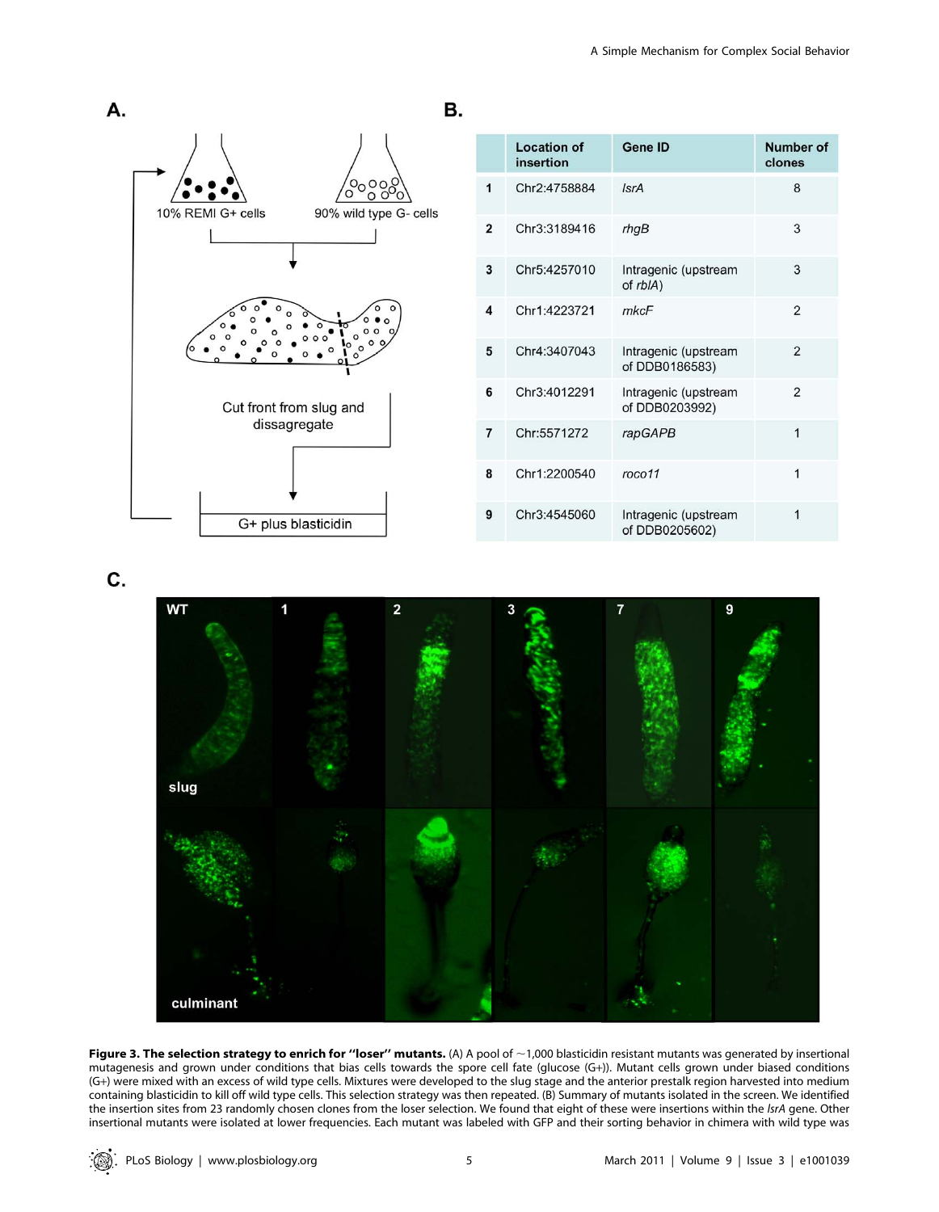**A.**

10% REMI G+ cells

90% wild type G- cells

Cut front from slug and dissagregate

G+ plus blasticidin

**B.**

| | Location of insertion | Gene ID | Number of clones |
|---|---|---|---|
| 1 | Chr2:4758884 | *lsrA* | 8 |
| 2 | Chr3:3189416 | *rhgB* | 3 |
| 3 | Chr5:4257010 | Intragenic (upstream of *rblA*) | 3 |
| 4 | Chr1:4223721 | *mkcF* | 2 |
| 5 | Chr4:3407043 | Intragenic (upstream of DDB0186583) | 2 |
| 6 | Chr3:4012291 | Intragenic (upstream of DDB0203992) | 2 |
| 7 | Chr:5571272 | *rapGAPB* | 1 |
| 8 | Chr1:2200540 | *roco11* | 1 |
| 9 | Chr3:4545060 | Intragenic (upstream of DDB0205602) | 1 |

**C.**

**Figure 3. The selection strategy to enrich for "loser" mutants.** (A) A pool of ~1,000 blasticidin resistant mutants was generated by insertional mutagenesis and grown under conditions that bias cells towards the spore cell fate (glucose (G+)). Mutant cells grown under biased conditions (G+) were mixed with an excess of wild type cells. Mixtures were developed to the slug stage and the anterior prestalk region harvested into medium containing blasticidin to kill off wild type cells. This selection strategy was then repeated. (B) Summary of mutants isolated in the screen. We identified the insertion sites from 23 randomly chosen clones from the loser selection. We found that eight of these were insertions within the *lsrA* gene. Other insertional mutants were isolated at lower frequencies. Each mutant was labeled with GFP and their sorting behavior in chimera with wild type was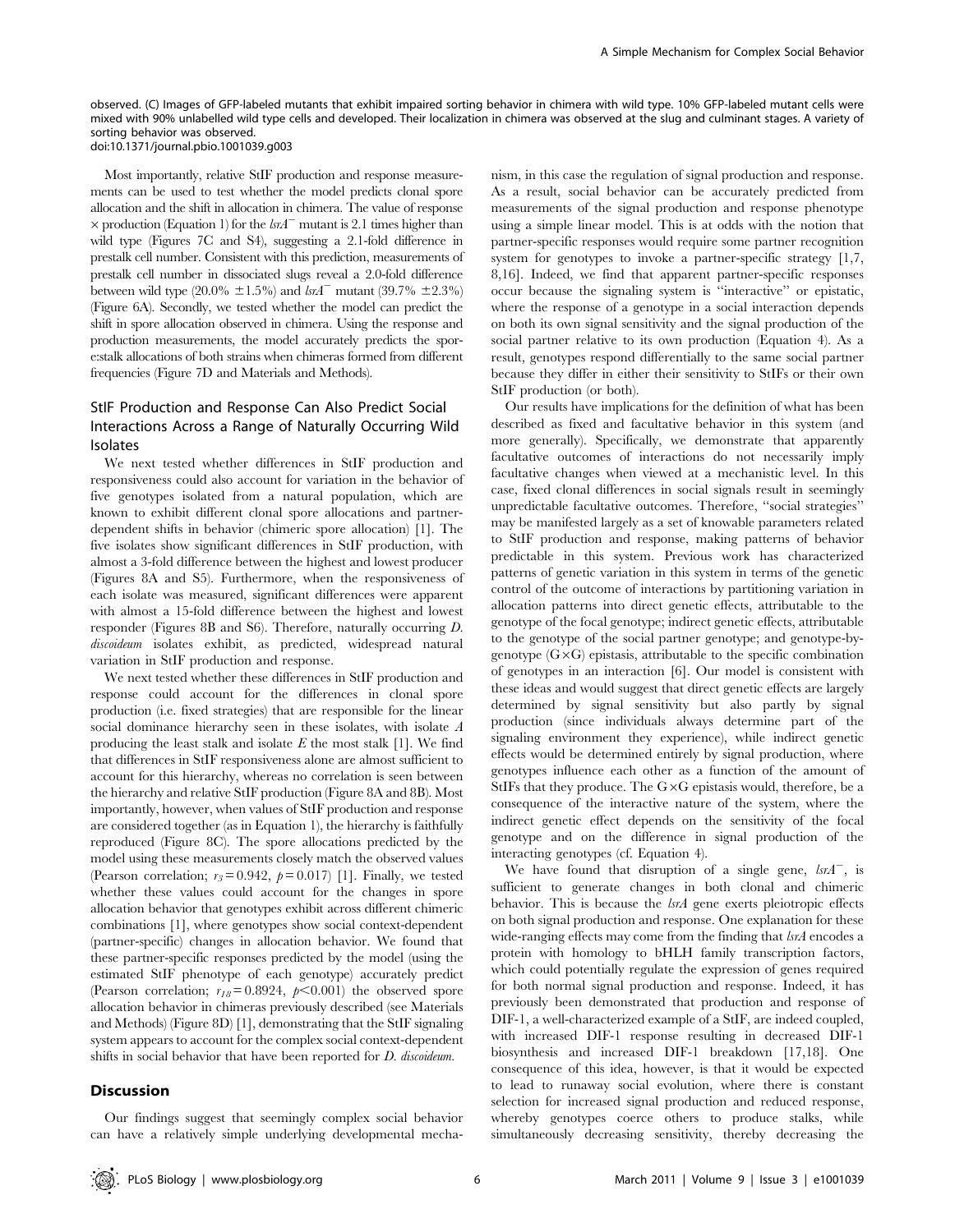observed. (C) Images of GFP-labeled mutants that exhibit impaired sorting behavior in chimera with wild type. 10% GFP-labeled mutant cells were mixed with 90% unlabelled wild type cells and developed. Their localization in chimera was observed at the slug and culminant stages. A variety of sorting behavior was observed.
doi:10.1371/journal.pbio.1001039.g003

Most importantly, relative StIF production and response measurements can be used to test whether the model predicts clonal spore allocation and the shift in allocation in chimera. The value of response × production (Equation 1) for the *lsrA*$^{-}$ mutant is 2.1 times higher than wild type (Figures 7C and S4), suggesting a 2.1-fold difference in prestalk cell number. Consistent with this prediction, measurements of prestalk cell number in dissociated slugs reveal a 2.0-fold difference between wild type (20.0% ±1.5%) and *lsrA*$^{-}$ mutant (39.7% ±2.3%) (Figure 6A). Secondly, we tested whether the model can predict the shift in spore allocation observed in chimera. Using the response and production measurements, the model accurately predicts the spore:stalk allocations of both strains when chimeras formed from different frequencies (Figure 7D and Materials and Methods).

## StIF Production and Response Can Also Predict Social Interactions Across a Range of Naturally Occurring Wild Isolates

We next tested whether differences in StIF production and responsiveness could also account for variation in the behavior of five genotypes isolated from a natural population, which are known to exhibit different clonal spore allocations and partner-dependent shifts in behavior (chimeric spore allocation) [1]. The five isolates show significant differences in StIF production, with almost a 3-fold difference between the highest and lowest producer (Figures 8A and S5). Furthermore, when the responsiveness of each isolate was measured, significant differences were apparent with almost a 15-fold difference between the highest and lowest responder (Figures 8B and S6). Therefore, naturally occurring *D. discoideum* isolates exhibit, as predicted, widespread natural variation in StIF production and response.

We next tested whether these differences in StIF production and response could account for the differences in clonal spore production (i.e. fixed strategies) that are responsible for the linear social dominance hierarchy seen in these isolates, with isolate *A* producing the least stalk and isolate *E* the most stalk [1]. We find that differences in StIF responsiveness alone are almost sufficient to account for this hierarchy, whereas no correlation is seen between the hierarchy and relative StIF production (Figure 8A and 8B). Most importantly, however, when values of StIF production and response are considered together (as in Equation 1), the hierarchy is faithfully reproduced (Figure 8C). The spore allocations predicted by the model using these measurements closely match the observed values (Pearson correlation; $r_3 = 0.942$, $p = 0.017$) [1]. Finally, we tested whether these values could account for the changes in spore allocation behavior that genotypes exhibit across different chimeric combinations [1], where genotypes show social context-dependent (partner-specific) changes in allocation behavior. We found that these partner-specific responses predicted by the model (using the estimated StIF phenotype of each genotype) accurately predict (Pearson correlation; $r_{18} = 0.8924$, $p < 0.001$) the observed spore allocation behavior in chimeras previously described (see Materials and Methods) (Figure 8D) [1], demonstrating that the StIF signaling system appears to account for the complex social context-dependent shifts in social behavior that have been reported for *D. discoideum*.

## Discussion

Our findings suggest that seemingly complex social behavior can have a relatively simple underlying developmental mechanism, in this case the regulation of signal production and response. As a result, social behavior can be accurately predicted from measurements of the signal production and response phenotype using a simple linear model. This is at odds with the notion that partner-specific responses would require some partner recognition system for genotypes to invoke a partner-specific strategy [1,7, 8,16]. Indeed, we find that apparent partner-specific responses occur because the signaling system is "interactive" or epistatic, where the response of a genotype in a social interaction depends on both its own signal sensitivity and the signal production of the social partner relative to its own production (Equation 4). As a result, genotypes respond differentially to the same social partner because they differ in either their sensitivity to StIFs or their own StIF production (or both).

Our results have implications for the definition of what has been described as fixed and facultative behavior in this system (and more generally). Specifically, we demonstrate that apparently facultative outcomes of interactions do not necessarily imply facultative changes when viewed at a mechanistic level. In this case, fixed clonal differences in social signals result in seemingly unpredictable facultative outcomes. Therefore, "social strategies" may be manifested largely as a set of knowable parameters related to StIF production and response, making patterns of behavior predictable in this system. Previous work has characterized patterns of genetic variation in this system in terms of the genetic control of the outcome of interactions by partitioning variation in allocation patterns into direct genetic effects, attributable to the genotype of the focal genotype; indirect genetic effects, attributable to the genotype of the social partner genotype; and genotype-by-genotype (G×G) epistasis, attributable to the specific combination of genotypes in an interaction [6]. Our model is consistent with these ideas and would suggest that direct genetic effects are largely determined by signal sensitivity but also partly by signal production (since individuals always determine part of the signaling environment they experience), while indirect genetic effects would be determined entirely by signal production, where genotypes influence each other as a function of the amount of StIFs that they produce. The G×G epistasis would, therefore, be a consequence of the interactive nature of the system, where the indirect genetic effect depends on the sensitivity of the focal genotype and on the difference in signal production of the interacting genotypes (cf. Equation 4).

We have found that disruption of a single gene, *lsrA*$^{-}$, is sufficient to generate changes in both clonal and chimeric behavior. This is because the *lsrA* gene exerts pleiotropic effects on both signal production and response. One explanation for these wide-ranging effects may come from the finding that *lsrA* encodes a protein with homology to bHLH family transcription factors, which could potentially regulate the expression of genes required for both normal signal production and response. Indeed, it has previously been demonstrated that production and response of DIF-1, a well-characterized example of a StIF, are indeed coupled, with increased DIF-1 response resulting in decreased DIF-1 biosynthesis and increased DIF-1 breakdown [17,18]. One consequence of this idea, however, is that it would be expected to lead to runaway social evolution, where there is constant selection for increased signal production and reduced response, whereby genotypes coerce others to produce stalks, while simultaneously decreasing sensitivity, thereby decreasing the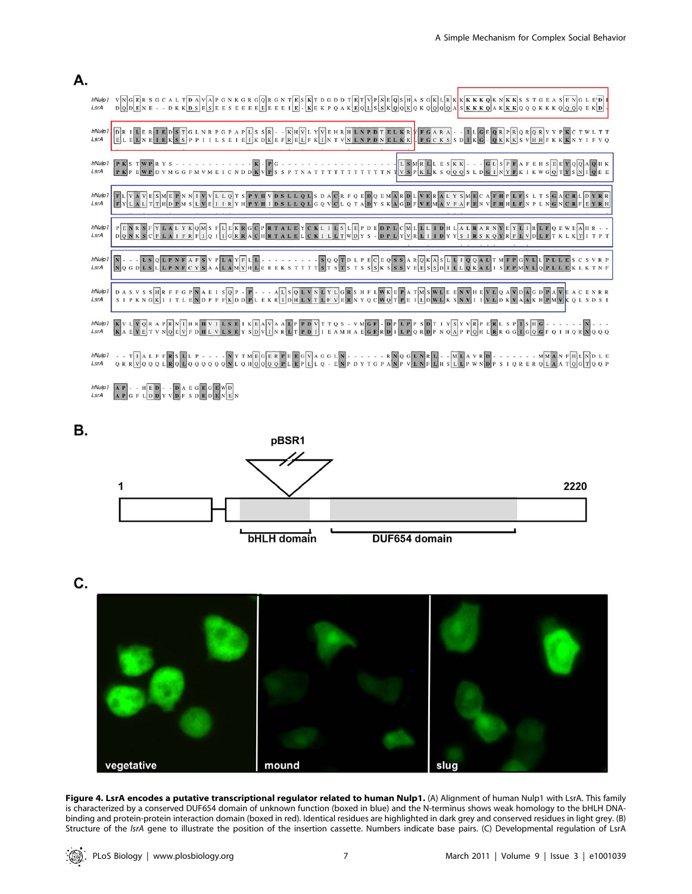**Figure 4. LsrA encodes a putative transcriptional regulator related to human Nulp1.** (A) Alignment of human Nulp1 with LsrA. This family is characterized by a conserved DUF654 domain of unknown function (boxed in blue) and the N-terminus shows weak homology to the bHLH DNA-binding and protein-protein interaction domain (boxed in red). Identical residues are highlighted in dark grey and conserved residues in light grey. (B) Structure of the *lsrA* gene to illustrate the position of the insertion cassette. Numbers indicate base pairs. (C) Developmental regulation of LsrA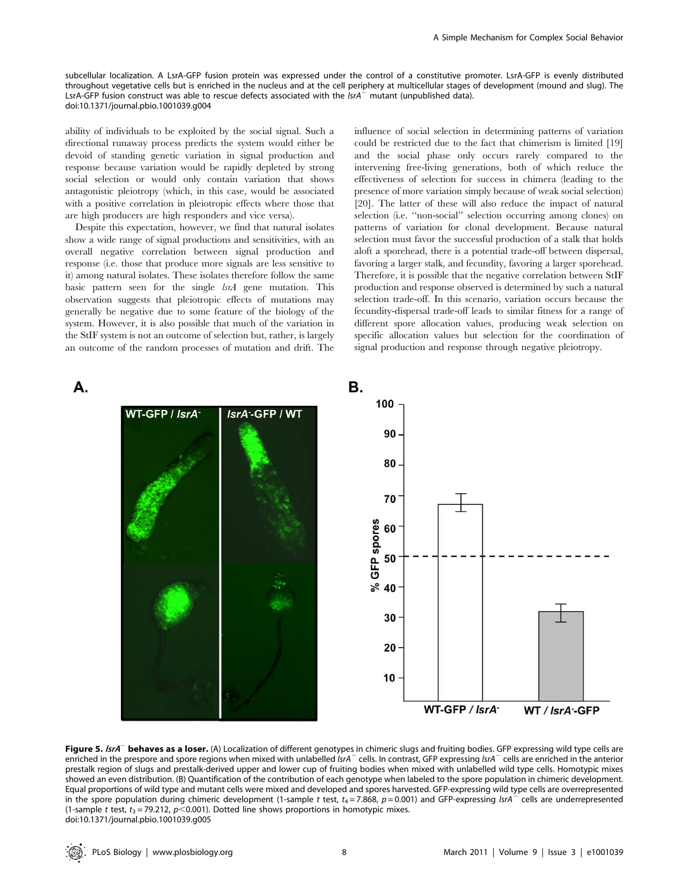subcellular localization. A LsrA-GFP fusion protein was expressed under the control of a constitutive promoter. LsrA-GFP is evenly distributed throughout vegetative cells but is enriched in the nucleus and at the cell periphery at multicellular stages of development (mound and slug). The LsrA-GFP fusion construct was able to rescue defects associated with the *lsrA*$^{-}$ mutant (unpublished data).
doi:10.1371/journal.pbio.1001039.g004

ability of individuals to be exploited by the social signal. Such a directional runaway process predicts the system would either be devoid of standing genetic variation in signal production and response because variation would be rapidly depleted by strong social selection or would only contain variation that shows antagonistic pleiotropy (which, in this case, would be associated with a positive correlation in pleiotropic effects where those that are high producers are high responders and vice versa).

Despite this expectation, however, we find that natural isolates show a wide range of signal productions and sensitivities, with an overall negative correlation between signal production and response (i.e. those that produce more signals are less sensitive to it) among natural isolates. These isolates therefore follow the same basic pattern seen for the single *lsrA* gene mutation. This observation suggests that pleiotropic effects of mutations may generally be negative due to some feature of the biology of the system. However, it is also possible that much of the variation in the StIF system is not an outcome of selection but, rather, is largely an outcome of the random processes of mutation and drift. The influence of social selection in determining patterns of variation could be restricted due to the fact that chimerism is limited [19] and the social phase only occurs rarely compared to the intervening free-living generations, both of which reduce the effectiveness of selection for success in chimera (leading to the presence of more variation simply because of weak social selection) [20]. The latter of these will also reduce the impact of natural selection (i.e. "non-social" selection occurring among clones) on patterns of variation for clonal development. Because natural selection must favor the successful production of a stalk that holds aloft a sporehead, there is a potential trade-off between dispersal, favoring a larger stalk, and fecundity, favoring a larger sporehead. Therefore, it is possible that the negative correlation between StIF production and response observed is determined by such a natural selection trade-off. In this scenario, variation occurs because the fecundity-dispersal trade-off leads to similar fitness for a range of different spore allocation values, producing weak selection on specific allocation values but selection for the coordination of signal production and response through negative pleiotropy.

**Figure 5. *lsrA*$^{-}$ behaves as a loser.** (A) Localization of different genotypes in chimeric slugs and fruiting bodies. GFP expressing wild type cells are enriched in the prespore and spore regions when mixed with unlabelled *lsrA*$^{-}$ cells. In contrast, GFP expressing *lsrA*$^{-}$ cells are enriched in the anterior prestalk region of slugs and prestalk-derived upper and lower cup of fruiting bodies when mixed with unlabelled wild type cells. Homotypic mixes showed an even distribution. (B) Quantification of the contribution of each genotype when labeled to the spore population in chimeric development. Equal proportions of wild type and mutant cells were mixed and developed and spores harvested. GFP-expressing wild type cells are overrepresented in the spore population during chimeric development (1-sample *t* test, $t_4 = 7.868$, $p = 0.001$) and GFP-expressing *lsrA*$^{-}$ cells are underrepresented (1-sample *t* test, $t_3 = 79.212$, $p < 0.001$). Dotted line shows proportions in homotypic mixes.
doi:10.1371/journal.pbio.1001039.g005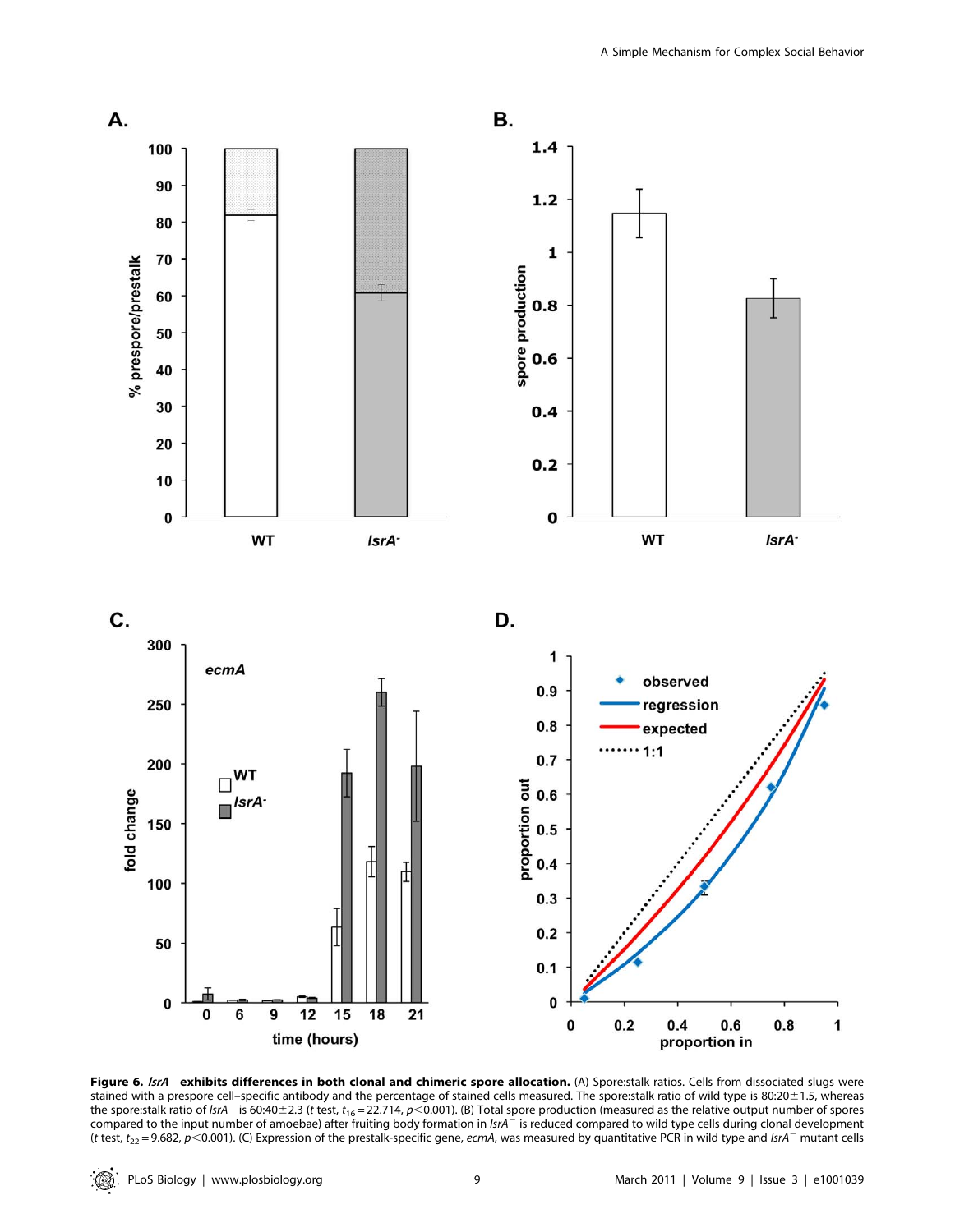**Figure 6. *lsrA*⁻ exhibits differences in both clonal and chimeric spore allocation.** (A) Spore:stalk ratios. Cells from dissociated slugs were stained with a prespore cell–specific antibody and the percentage of stained cells measured. The spore:stalk ratio of wild type is 80:20±1.5, whereas the spore:stalk ratio of *lsrA*⁻ is 60:40±2.3 (*t* test, $t_{16} = 22.714$, $p < 0.001$). (B) Total spore production (measured as the relative output number of spores compared to the input number of amoebae) after fruiting body formation in *lsrA*⁻ is reduced compared to wild type cells during clonal development (*t* test, $t_{22} = 9.682$, $p < 0.001$). (C) Expression of the prestalk-specific gene, *ecmA*, was measured by quantitative PCR in wild type and *lsrA*⁻ mutant cells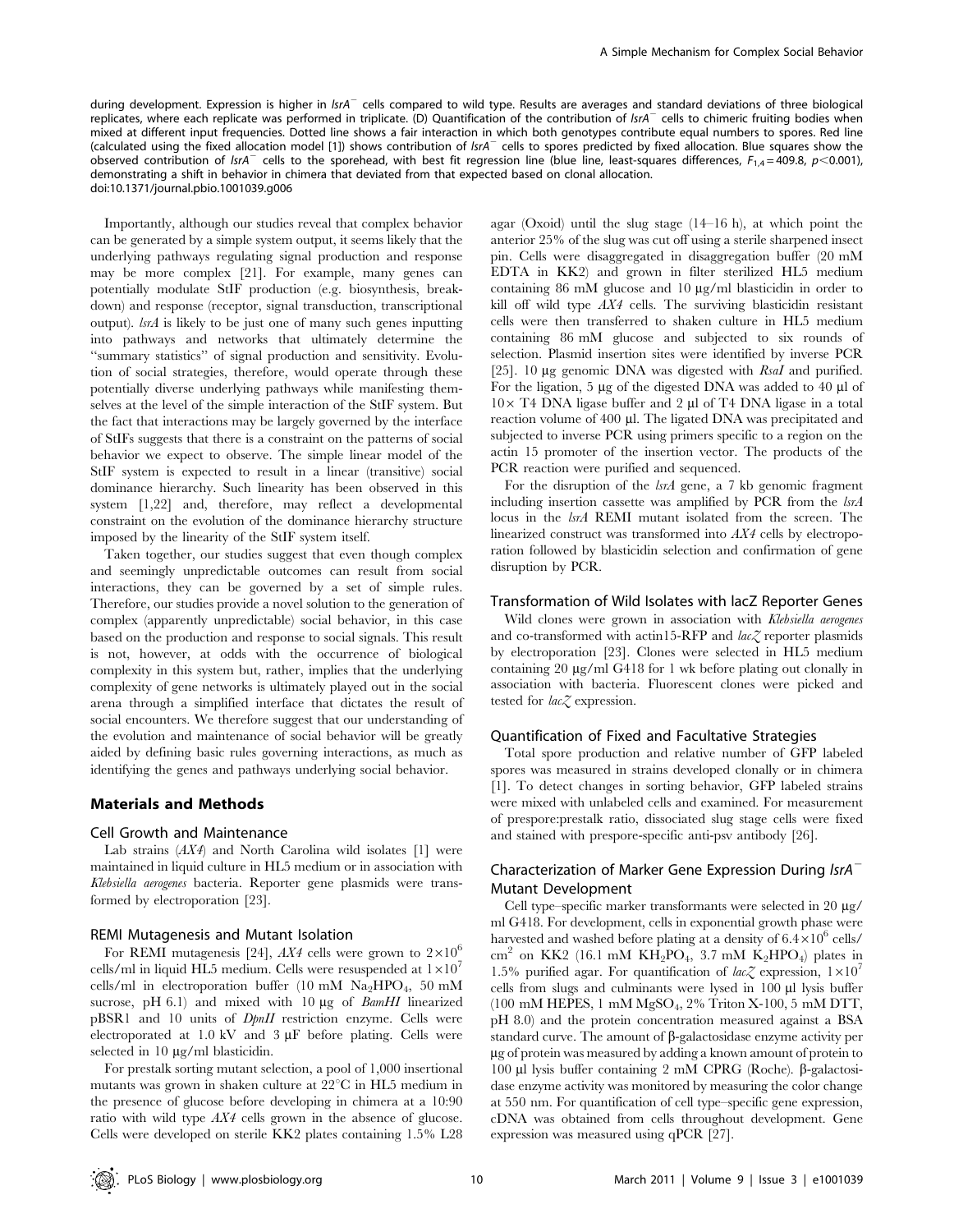during development. Expression is higher in *lsrA*$^{-}$ cells compared to wild type. Results are averages and standard deviations of three biological replicates, where each replicate was performed in triplicate. (D) Quantification of the contribution of *lsrA*$^{-}$ cells to chimeric fruiting bodies when mixed at different input frequencies. Dotted line shows a fair interaction in which both genotypes contribute equal numbers to spores. Red line (calculated using the fixed allocation model [1]) shows contribution of *lsrA*$^{-}$ cells to spores predicted by fixed allocation. Blue squares show the observed contribution of *lsrA*$^{-}$ cells to the sporehead, with best fit regression line (blue line, least-squares differences, $F_{1,4} = 409.8$, $p < 0.001$), demonstrating a shift in behavior in chimera that deviated from that expected based on clonal allocation.
doi:10.1371/journal.pbio.1001039.g006

Importantly, although our studies reveal that complex behavior can be generated by a simple system output, it seems likely that the underlying pathways regulating signal production and response may be more complex [21]. For example, many genes can potentially modulate StIF production (e.g. biosynthesis, breakdown) and response (receptor, signal transduction, transcriptional output). *lsrA* is likely to be just one of many such genes inputting into pathways and networks that ultimately determine the "summary statistics" of signal production and sensitivity. Evolution of social strategies, therefore, would operate through these potentially diverse underlying pathways while manifesting themselves at the level of the simple interaction of the StIF system. But the fact that interactions may be largely governed by the interface of StIFs suggests that there is a constraint on the patterns of social behavior we expect to observe. The simple linear model of the StIF system is expected to result in a linear (transitive) social dominance hierarchy. Such linearity has been observed in this system [1,22] and, therefore, may reflect a developmental constraint on the evolution of the dominance hierarchy structure imposed by the linearity of the StIF system itself.

Taken together, our studies suggest that even though complex and seemingly unpredictable outcomes can result from social interactions, they can be governed by a set of simple rules. Therefore, our studies provide a novel solution to the generation of complex (apparently unpredictable) social behavior, in this case based on the production and response to social signals. This result is not, however, at odds with the occurrence of biological complexity in this system but, rather, implies that the underlying complexity of gene networks is ultimately played out in the social arena through a simplified interface that dictates the result of social encounters. We therefore suggest that our understanding of the evolution and maintenance of social behavior will be greatly aided by defining basic rules governing interactions, as much as identifying the genes and pathways underlying social behavior.

## Materials and Methods

### Cell Growth and Maintenance

Lab strains (*AX4*) and North Carolina wild isolates [1] were maintained in liquid culture in HL5 medium or in association with *Klebsiella aerogenes* bacteria. Reporter gene plasmids were transformed by electroporation [23].

### REMI Mutagenesis and Mutant Isolation

For REMI mutagenesis [24], *AX4* cells were grown to $2 \times 10^{6}$ cells/ml in liquid HL5 medium. Cells were resuspended at $1 \times 10^{7}$ cells/ml in electroporation buffer (10 mM $Na_2HPO_4$, 50 mM sucrose, pH 6.1) and mixed with 10 µg of *BamHI* linearized pBSR1 and 10 units of *DpnII* restriction enzyme. Cells were electroporated at 1.0 kV and 3 µF before plating. Cells were selected in 10 µg/ml blasticidin.

For prestalk sorting mutant selection, a pool of 1,000 insertional mutants was grown in shaken culture at 22°C in HL5 medium in the presence of glucose before developing in chimera at a 10:90 ratio with wild type *AX4* cells grown in the absence of glucose. Cells were developed on sterile KK2 plates containing 1.5% L28 agar (Oxoid) until the slug stage (14–16 h), at which point the anterior 25% of the slug was cut off using a sterile sharpened insect pin. Cells were disaggregated in disaggregation buffer (20 mM EDTA in KK2) and grown in filter sterilized HL5 medium containing 86 mM glucose and 10 µg/ml blasticidin in order to kill off wild type *AX4* cells. The surviving blasticidin resistant cells were then transferred to shaken culture in HL5 medium containing 86 mM glucose and subjected to six rounds of selection. Plasmid insertion sites were identified by inverse PCR [25]. 10 µg genomic DNA was digested with *RsaI* and purified. For the ligation, 5 µg of the digested DNA was added to 40 µl of 10× T4 DNA ligase buffer and 2 µl of T4 DNA ligase in a total reaction volume of 400 µl. The ligated DNA was precipitated and subjected to inverse PCR using primers specific to a region on the actin 15 promoter of the insertion vector. The products of the PCR reaction were purified and sequenced.

For the disruption of the *lsrA* gene, a 7 kb genomic fragment including insertion cassette was amplified by PCR from the *lsrA* locus in the *lsrA* REMI mutant isolated from the screen. The linearized construct was transformed into *AX4* cells by electroporation followed by blasticidin selection and confirmation of gene disruption by PCR.

### Transformation of Wild Isolates with lacZ Reporter Genes

Wild clones were grown in association with *Klebsiella aerogenes* and co-transformed with actin15-RFP and *lacZ* reporter plasmids by electroporation [23]. Clones were selected in HL5 medium containing 20 µg/ml G418 for 1 wk before plating out clonally in association with bacteria. Fluorescent clones were picked and tested for *lacZ* expression.

### Quantification of Fixed and Facultative Strategies

Total spore production and relative number of GFP labeled spores was measured in strains developed clonally or in chimera [1]. To detect changes in sorting behavior, GFP labeled strains were mixed with unlabeled cells and examined. For measurement of prespore:prestalk ratio, dissociated slug stage cells were fixed and stained with prespore-specific anti-psv antibody [26].

### Characterization of Marker Gene Expression During *lsrA*$^{-}$ Mutant Development

Cell type–specific marker transformants were selected in 20 µg/ml G418. For development, cells in exponential growth phase were harvested and washed before plating at a density of $6.4 \times 10^{6}$ cells/cm$^2$ on KK2 (16.1 mM $KH_2PO_4$, 3.7 mM $K_2HPO_4$) plates in 1.5% purified agar. For quantification of *lacZ* expression, $1 \times 10^{7}$ cells from slugs and culminants were lysed in 100 µl lysis buffer (100 mM HEPES, 1 mM $MgSO_4$, 2% Triton X-100, 5 mM DTT, pH 8.0) and the protein concentration measured against a BSA standard curve. The amount of β-galactosidase enzyme activity per µg of protein was measured by adding a known amount of protein to 100 µl lysis buffer containing 2 mM CPRG (Roche). β-galactosidase enzyme activity was monitored by measuring the color change at 550 nm. For quantification of cell type–specific gene expression, cDNA was obtained from cells throughout development. Gene expression was measured using qPCR [27].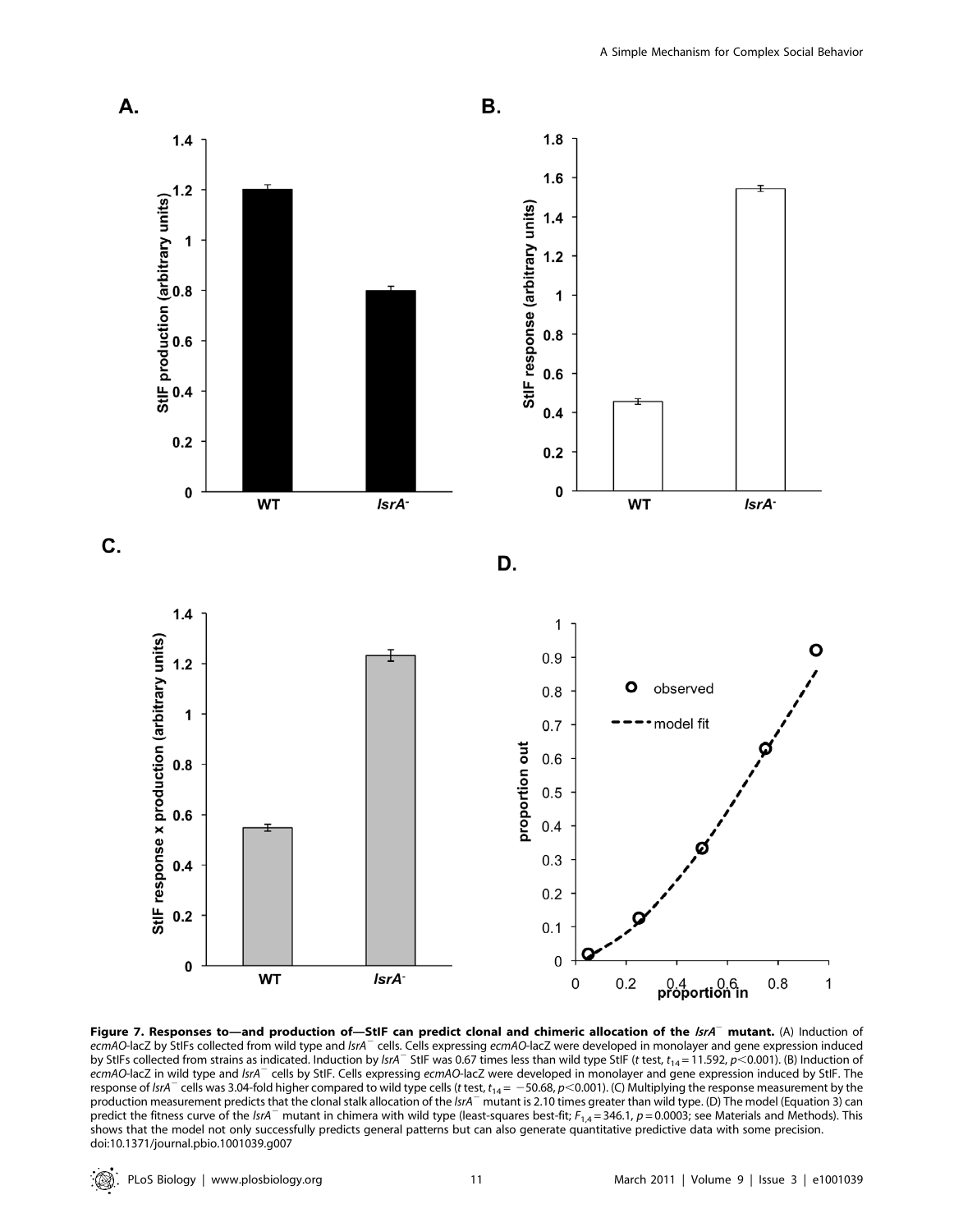**Figure 7. Responses to—and production of—StIF can predict clonal and chimeric allocation of the *lsrA*⁻ mutant.** (A) Induction of *ecmAO*-lacZ by StIFs collected from wild type and *lsrA*⁻ cells. Cells expressing *ecmAO*-lacZ were developed in monolayer and gene expression induced by StIFs collected from strains as indicated. Induction by *lsrA*⁻ StIF was 0.67 times less than wild type StIF (*t* test, $t_{14} = 11.592$, $p<0.001$). (B) Induction of *ecmAO*-lacZ in wild type and *lsrA*⁻ cells by StIF. Cells expressing *ecmAO*-lacZ were developed in monolayer and gene expression induced by StIF. The response of *lsrA*⁻ cells was 3.04-fold higher compared to wild type cells (*t* test, $t_{14} = -50.68$, $p<0.001$). (C) Multiplying the response measurement by the production measurement predicts that the clonal stalk allocation of the *lsrA*⁻ mutant is 2.10 times greater than wild type. (D) The model (Equation 3) can predict the fitness curve of the *lsrA*⁻ mutant in chimera with wild type (least-squares best-fit; $F_{1,4} = 346.1$, $p = 0.0003$; see Materials and Methods). This shows that the model not only successfully predicts general patterns but can also generate quantitative predictive data with some precision.
doi:10.1371/journal.pbio.1001039.g007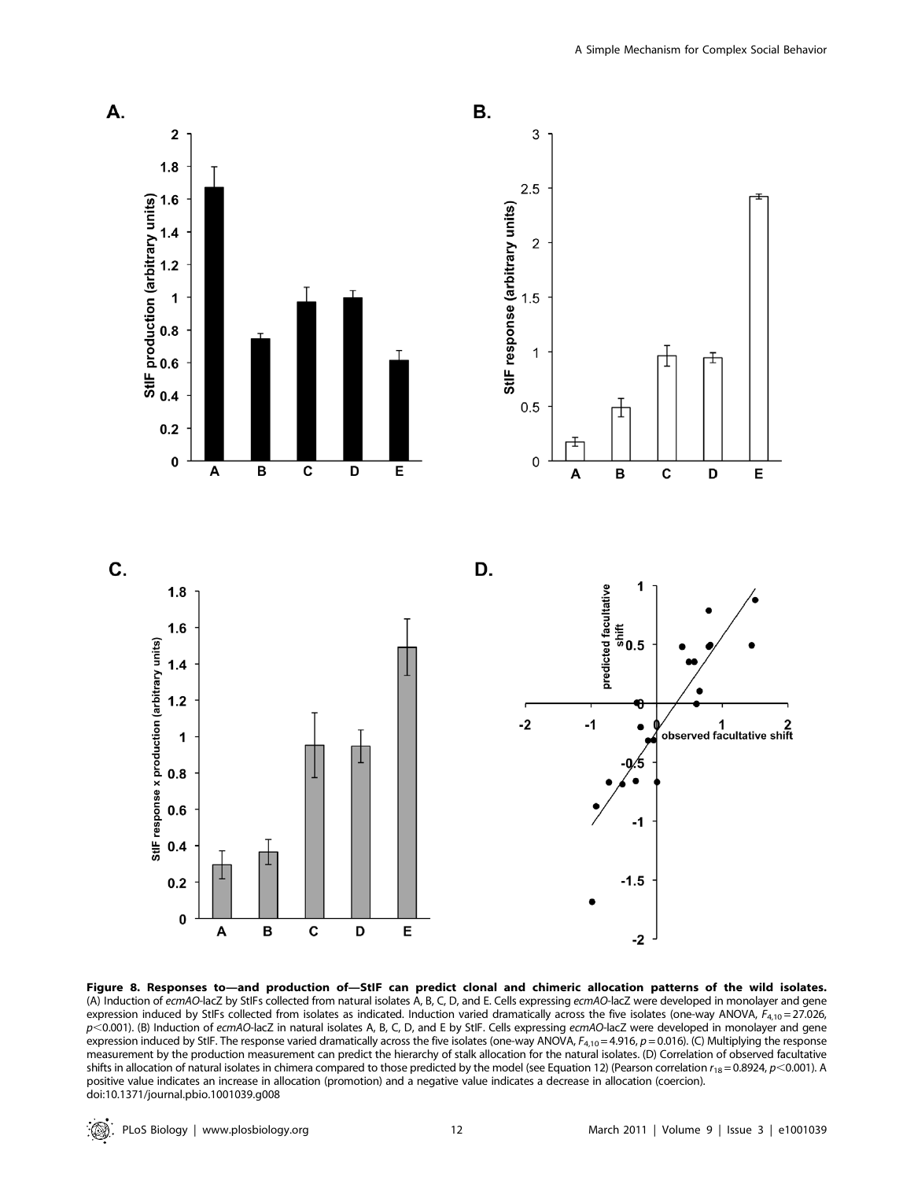**Figure 8. Responses to—and production of—StIF can predict clonal and chimeric allocation patterns of the wild isolates.** (A) Induction of *ecmAO*-lacZ by StIFs collected from natural isolates A, B, C, D, and E. Cells expressing *ecmAO*-lacZ were developed in monolayer and gene expression induced by StIFs collected from isolates as indicated. Induction varied dramatically across the five isolates (one-way ANOVA, $F_{4,10} = 27.026$, $p < 0.001$). (B) Induction of *ecmAO*-lacZ in natural isolates A, B, C, D, and E by StIF. Cells expressing *ecmAO*-lacZ were developed in monolayer and gene expression induced by StIF. The response varied dramatically across the five isolates (one-way ANOVA, $F_{4,10} = 4.916$, $p = 0.016$). (C) Multiplying the response measurement by the production measurement can predict the hierarchy of stalk allocation for the natural isolates. (D) Correlation of observed facultative shifts in allocation of natural isolates in chimera compared to those predicted by the model (see Equation 12) (Pearson correlation $r_{18} = 0.8924$, $p < 0.001$). A positive value indicates an increase in allocation (promotion) and a negative value indicates a decrease in allocation (coercion).
doi:10.1371/journal.pbio.1001039.g008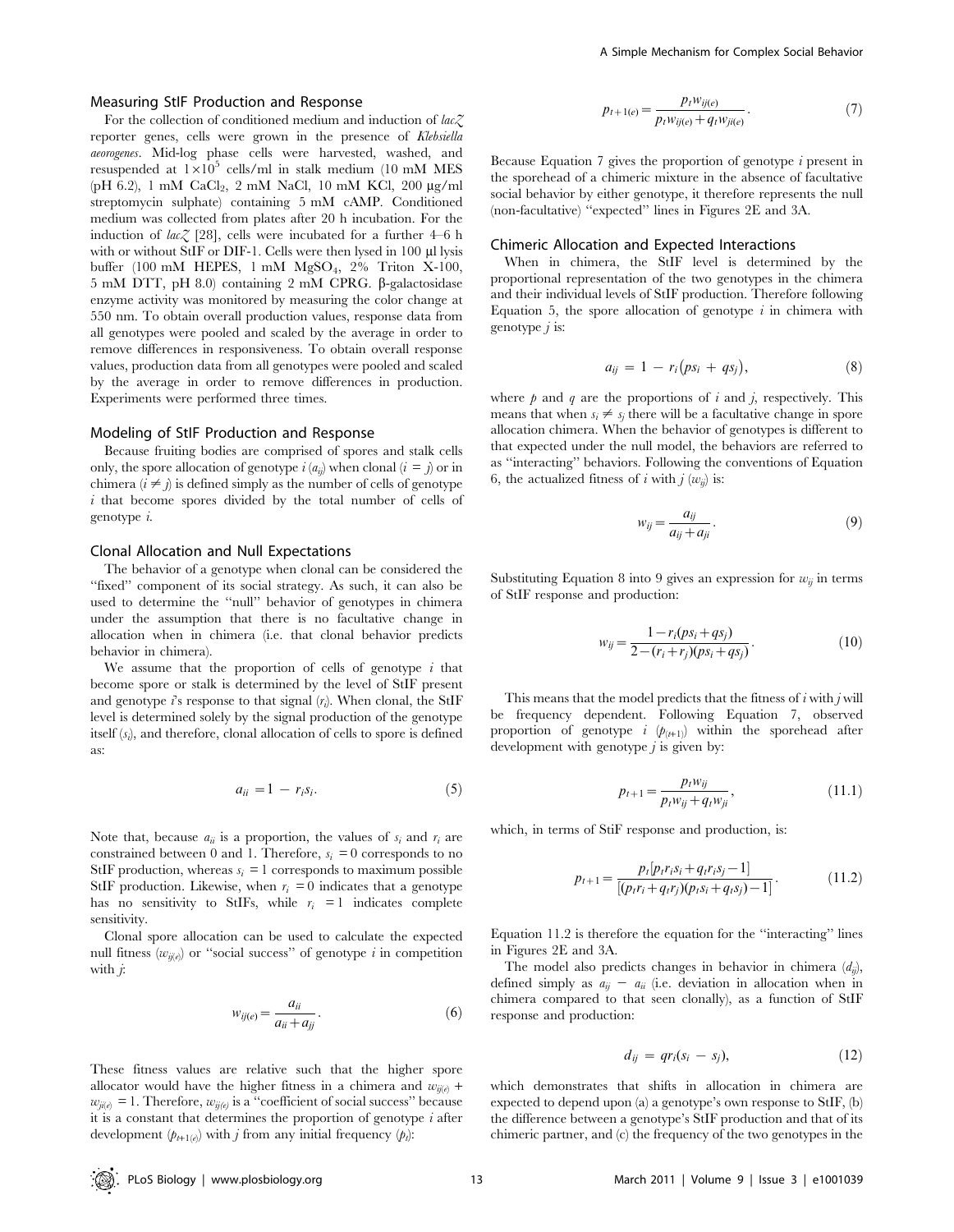### Measuring StIF Production and Response

For the collection of conditioned medium and induction of *lacZ* reporter genes, cells were grown in the presence of *Klebsiella aerogenes*. Mid-log phase cells were harvested, washed, and resuspended at $1 \times 10^5$ cells/ml in stalk medium (10 mM MES (pH 6.2), 1 mM $CaCl_2$, 2 mM NaCl, 10 mM KCl, 200 µg/ml streptomycin sulphate) containing 5 mM cAMP. Conditioned medium was collected from plates after 20 h incubation. For the induction of *lacZ* [28], cells were incubated for a further 4–6 h with or without StIF or DIF-1. Cells were then lysed in 100 µl lysis buffer (100 mM HEPES, 1 mM $MgSO_4$, 2% Triton X-100, 5 mM DTT, pH 8.0) containing 2 mM CPRG. β-galactosidase enzyme activity was monitored by measuring the color change at 550 nm. To obtain overall production values, response data from all genotypes were pooled and scaled by the average in order to remove differences in responsiveness. To obtain overall response values, production data from all genotypes were pooled and scaled by the average in order to remove differences in production. Experiments were performed three times.

### Modeling of StIF Production and Response

Because fruiting bodies are comprised of spores and stalk cells only, the spore allocation of genotype $i$ ($a_{ij}$) when clonal ($i = j$) or in chimera ($i \neq j$) is defined simply as the number of cells of genotype $i$ that become spores divided by the total number of cells of genotype $i$.

### Clonal Allocation and Null Expectations

The behavior of a genotype when clonal can be considered the "fixed" component of its social strategy. As such, it can also be used to determine the "null" behavior of genotypes in chimera under the assumption that there is no facultative change in allocation when in chimera (i.e. that clonal behavior predicts behavior in chimera).

We assume that the proportion of cells of genotype $i$ that become spore or stalk is determined by the level of StIF present and genotype $i$'s response to that signal ($r_i$). When clonal, the StIF level is determined solely by the signal production of the genotype itself ($s_i$), and therefore, clonal allocation of cells to spore is defined as:

$$a_{ii} = 1 - r_i s_i. \tag{5}$$

Note that, because $a_{ii}$ is a proportion, the values of $s_i$ and $r_i$ are constrained between 0 and 1. Therefore, $s_i = 0$ corresponds to no StIF production, whereas $s_i = 1$ corresponds to maximum possible StIF production. Likewise, when $r_i = 0$ indicates that a genotype has no sensitivity to StIFs, while $r_i = 1$ indicates complete sensitivity.

Clonal spore allocation can be used to calculate the expected null fitness ($w_{ij(e)}$) or "social success" of genotype $i$ in competition with $j$:

$$w_{ij(e)} = \frac{a_{ii}}{a_{ii} + a_{jj}}. \tag{6}$$

These fitness values are relative such that the higher spore allocator would have the higher fitness in a chimera and $w_{ij(e)} + w_{ji(e)} = 1$. Therefore, $w_{ij(e)}$ is a "coefficient of social success" because it is a constant that determines the proportion of genotype $i$ after development ($p_{t+1(e)}$) with $j$ from any initial frequency ($p_t$):

$$p_{t+1(e)} = \frac{p_t w_{ij(e)}}{p_t w_{ij(e)} + q_t w_{ji(e)}}. \tag{7}$$

Because Equation 7 gives the proportion of genotype $i$ present in the sporehead of a chimeric mixture in the absence of facultative social behavior by either genotype, it therefore represents the null (non-facultative) "expected" lines in Figures 2E and 3A.

### Chimeric Allocation and Expected Interactions

When in chimera, the StIF level is determined by the proportional representation of the two genotypes in the chimera and their individual levels of StIF production. Therefore following Equation 5, the spore allocation of genotype $i$ in chimera with genotype $j$ is:

$$a_{ij} = 1 - r_i(ps_i + qs_j), \tag{8}$$

where $p$ and $q$ are the proportions of $i$ and $j$, respectively. This means that when $s_i \neq s_j$ there will be a facultative change in spore allocation chimera. When the behavior of genotypes is different to that expected under the null model, the behaviors are referred to as "interacting" behaviors. Following the conventions of Equation 6, the actualized fitness of $i$ with $j$ ($w_{ij}$) is:

$$w_{ij} = \frac{a_{ij}}{a_{ij} + a_{ji}}. \tag{9}$$

Substituting Equation 8 into 9 gives an expression for $w_{ij}$ in terms of StIF response and production:

$$w_{ij} = \frac{1 - r_i(ps_i + qs_j)}{2 - (r_i + r_j)(ps_i + qs_j)}. \tag{10}$$

This means that the model predicts that the fitness of $i$ with $j$ will be frequency dependent. Following Equation 7, observed proportion of genotype $i$ ($p_{(t+1)}$) within the sporehead after development with genotype $j$ is given by:

$$p_{t+1} = \frac{p_t w_{ij}}{p_t w_{ij} + q_t w_{ji}}, \tag{11.1}$$

which, in terms of StiF response and production, is:

$$p_{t+1} = \frac{p_t[p_t r_i s_i + q_t r_i s_j - 1]}{[(p_t r_i + q_t r_j)(p_t s_i + q_t s_j) - 1]}. \tag{11.2}$$

Equation 11.2 is therefore the equation for the "interacting" lines in Figures 2E and 3A.

The model also predicts changes in behavior in chimera ($d_{ij}$), defined simply as $a_{ij} - a_{ii}$ (i.e. deviation in allocation when in chimera compared to that seen clonally), as a function of StIF response and production:

$$d_{ij} = qr_i(s_i - s_j), \tag{12}$$

which demonstrates that shifts in allocation in chimera are expected to depend upon (a) a genotype's own response to StIF, (b) the difference between a genotype's StIF production and that of its chimeric partner, and (c) the frequency of the two genotypes in the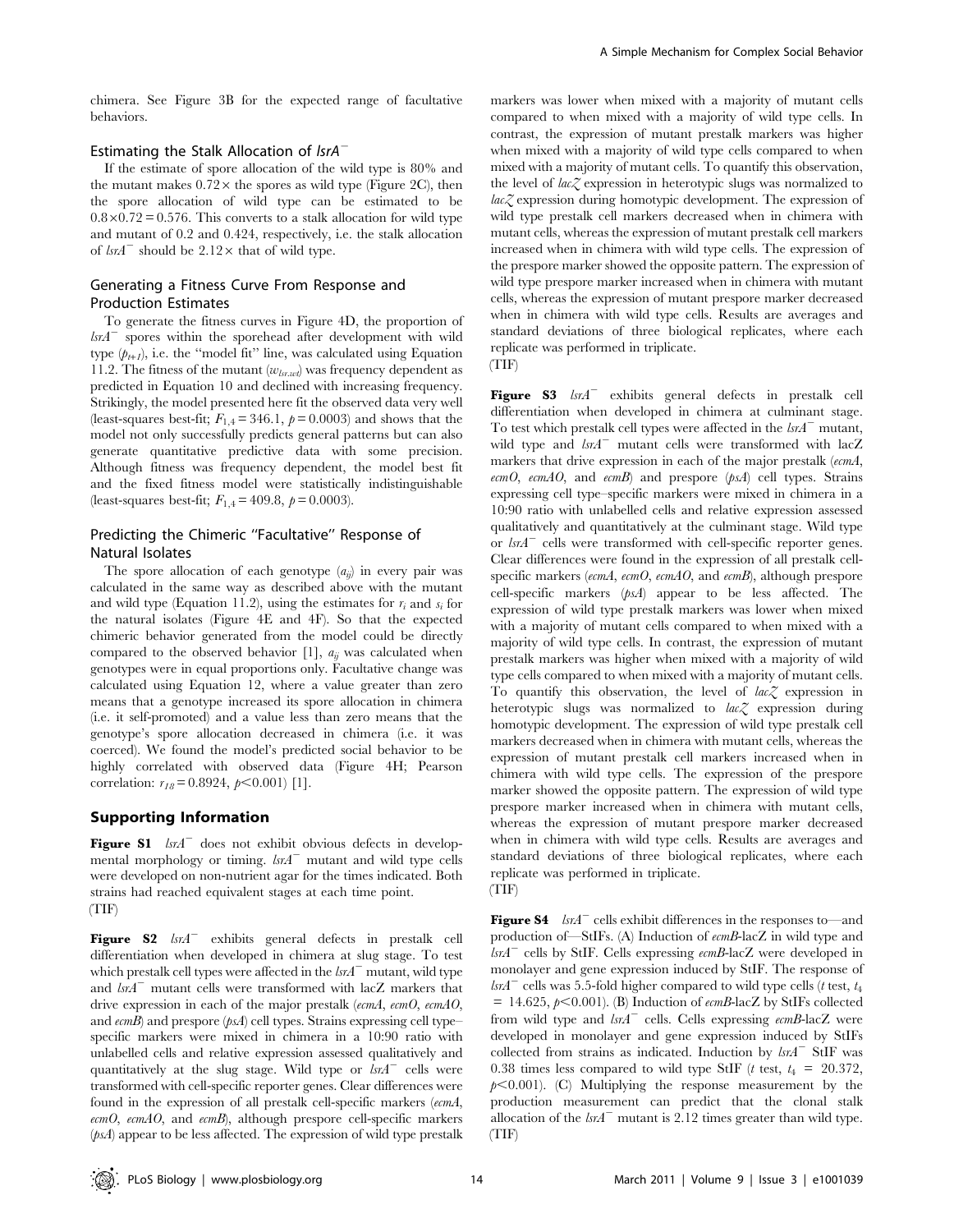chimera. See Figure 3B for the expected range of facultative behaviors.

### Estimating the Stalk Allocation of *lsrA*$^-$

If the estimate of spore allocation of the wild type is 80% and the mutant makes $0.72\times$ the spores as wild type (Figure 2C), then the spore allocation of wild type can be estimated to be $0.8\times0.72 = 0.576$. This converts to a stalk allocation for wild type and mutant of 0.2 and 0.424, respectively, i.e. the stalk allocation of *lsrA*$^-$ should be $2.12\times$ that of wild type.

### Generating a Fitness Curve From Response and Production Estimates

To generate the fitness curves in Figure 4D, the proportion of *lsrA*$^-$ spores within the sporehead after development with wild type ($p_{t+1}$), i.e. the "model fit" line, was calculated using Equation 11.2. The fitness of the mutant ($w_{lsr,wt}$) was frequency dependent as predicted in Equation 10 and declined with increasing frequency. Strikingly, the model presented here fit the observed data very well (least-squares best-fit; $F_{1,4} = 346.1$, $p = 0.0003$) and shows that the model not only successfully predicts general patterns but can also generate quantitative predictive data with some precision. Although fitness was frequency dependent, the model best fit and the fixed fitness model were statistically indistinguishable (least-squares best-fit; $F_{1,4} = 409.8$, $p = 0.0003$).

### Predicting the Chimeric "Facultative" Response of Natural Isolates

The spore allocation of each genotype ($a_{ij}$) in every pair was calculated in the same way as described above with the mutant and wild type (Equation 11.2), using the estimates for $r_i$ and $s_i$ for the natural isolates (Figure 4E and 4F). So that the expected chimeric behavior generated from the model could be directly compared to the observed behavior [1], $a_{ij}$ was calculated when genotypes were in equal proportions only. Facultative change was calculated using Equation 12, where a value greater than zero means that a genotype increased its spore allocation in chimera (i.e. it self-promoted) and a value less than zero means that the genotype's spore allocation decreased in chimera (i.e. it was coerced). We found the model's predicted social behavior to be highly correlated with observed data (Figure 4H; Pearson correlation: $r_{18} = 0.8924$, $p<0.001$) [1].

## Supporting Information

**Figure S1** *lsrA*$^-$ does not exhibit obvious defects in developmental morphology or timing. *lsrA*$^-$ mutant and wild type cells were developed on non-nutrient agar for the times indicated. Both strains had reached equivalent stages at each time point.
(TIF)

**Figure S2** *lsrA*$^-$ exhibits general defects in prestalk cell differentiation when developed in chimera at slug stage. To test which prestalk cell types were affected in the *lsrA*$^-$ mutant, wild type and *lsrA*$^-$ mutant cells were transformed with lacZ markers that drive expression in each of the major prestalk (*ecmA*, *ecmO*, *ecmAO*, and *ecmB*) and prespore (*psA*) cell types. Strains expressing cell type–specific markers were mixed in chimera in a 10:90 ratio with unlabelled cells and relative expression assessed qualitatively and quantitatively at the slug stage. Wild type or *lsrA*$^-$ cells were transformed with cell-specific reporter genes. Clear differences were found in the expression of all prestalk cell-specific markers (*ecmA*, *ecmO*, *ecmAO*, and *ecmB*), although prespore cell-specific markers (*psA*) appear to be less affected. The expression of wild type prestalk markers was lower when mixed with a majority of mutant cells compared to when mixed with a majority of wild type cells. In contrast, the expression of mutant prestalk markers was higher when mixed with a majority of wild type cells compared to when mixed with a majority of mutant cells. To quantify this observation, the level of *lacZ* expression in heterotypic slugs was normalized to *lacZ* expression during homotypic development. The expression of wild type prestalk cell markers decreased when in chimera with mutant cells, whereas the expression of mutant prestalk cell markers increased when in chimera with wild type cells. The expression of the prespore marker showed the opposite pattern. The expression of wild type prespore marker increased when in chimera with mutant cells, whereas the expression of mutant prespore marker decreased when in chimera with wild type cells. Results are averages and standard deviations of three biological replicates, where each replicate was performed in triplicate.
(TIF)

**Figure S3** *lsrA*$^-$ exhibits general defects in prestalk cell differentiation when developed in chimera at culminant stage. To test which prestalk cell types were affected in the *lsrA*$^-$ mutant, wild type and *lsrA*$^-$ mutant cells were transformed with lacZ markers that drive expression in each of the major prestalk (*ecmA*, *ecmO*, *ecmAO*, and *ecmB*) and prespore (*psA*) cell types. Strains expressing cell type–specific markers were mixed in chimera in a 10:90 ratio with unlabelled cells and relative expression assessed qualitatively and quantitatively at the culminant stage. Wild type or *lsrA*$^-$ cells were transformed with cell-specific reporter genes. Clear differences were found in the expression of all prestalk cell-specific markers (*ecmA*, *ecmO*, *ecmAO*, and *ecmB*), although prespore cell-specific markers (*psA*) appear to be less affected. The expression of wild type prestalk markers was lower when mixed with a majority of mutant cells compared to when mixed with a majority of wild type cells. In contrast, the expression of mutant prestalk markers was higher when mixed with a majority of wild type cells compared to when mixed with a majority of mutant cells. To quantify this observation, the level of *lacZ* expression in heterotypic slugs was normalized to *lacZ* expression during homotypic development. The expression of wild type prestalk cell markers decreased when in chimera with mutant cells, whereas the expression of mutant prestalk cell markers increased when in chimera with wild type cells. The expression of the prespore marker showed the opposite pattern. The expression of wild type prespore marker increased when in chimera with mutant cells, whereas the expression of mutant prespore marker decreased when in chimera with wild type cells. Results are averages and standard deviations of three biological replicates, where each replicate was performed in triplicate.
(TIF)

**Figure S4** *lsrA*$^-$ cells exhibit differences in the responses to—and production of—StIFs. (A) Induction of *ecmB*-lacZ in wild type and *lsrA*$^-$ cells by StIF. Cells expressing *ecmB*-lacZ were developed in monolayer and gene expression induced by StIF. The response of *lsrA*$^-$ cells was 5.5-fold higher compared to wild type cells (*t* test, $t_4 = 14.625$, $p<0.001$). (B) Induction of *ecmB*-lacZ by StIFs collected from wild type and *lsrA*$^-$ cells. Cells expressing *ecmB*-lacZ were developed in monolayer and gene expression induced by StIFs collected from strains as indicated. Induction by *lsrA*$^-$ StIF was 0.38 times less compared to wild type StIF (*t* test, $t_4 = 20.372$, $p<0.001$). (C) Multiplying the response measurement by the production measurement can predict that the clonal stalk allocation of the *lsrA*$^-$ mutant is 2.12 times greater than wild type.
(TIF)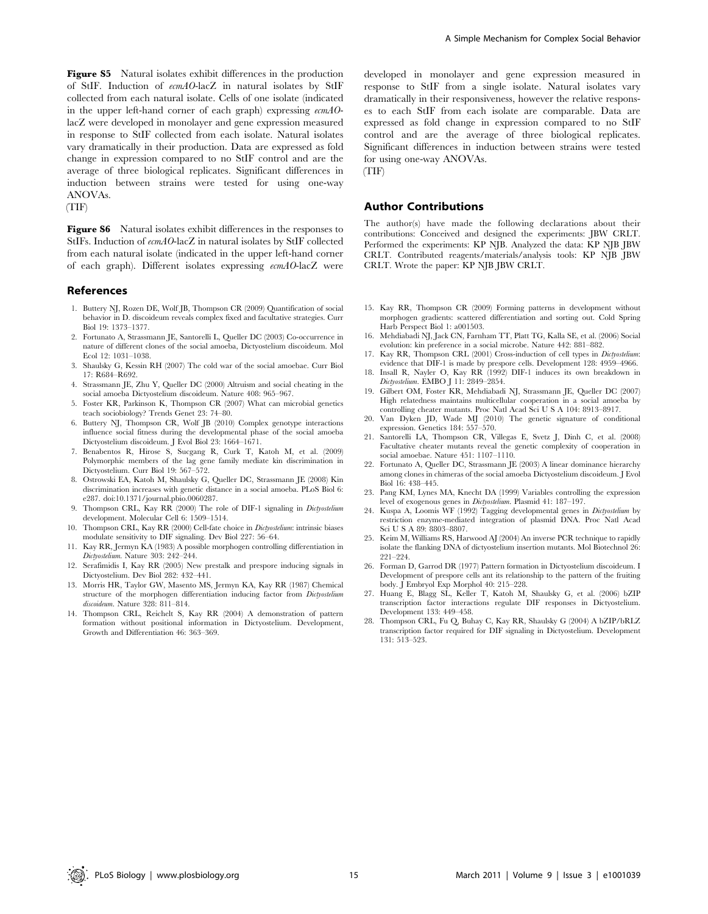**Figure S5** Natural isolates exhibit differences in the production of StIF. Induction of *ecmAO*-lacZ in natural isolates by StIF collected from each natural isolate. Cells of one isolate (indicated in the upper left-hand corner of each graph) expressing *ecmAO*-lacZ were developed in monolayer and gene expression measured in response to StIF collected from each isolate. Natural isolates vary dramatically in their production. Data are expressed as fold change in expression compared to no StIF control and are the average of three biological replicates. Significant differences in induction between strains were tested for using one-way ANOVAs.
(TIF)

**Figure S6** Natural isolates exhibit differences in the responses to StIFs. Induction of *ecmAO*-lacZ in natural isolates by StIF collected from each natural isolate (indicated in the upper left-hand corner of each graph). Different isolates expressing *ecmAO*-lacZ were developed in monolayer and gene expression measured in response to StIF from a single isolate. Natural isolates vary dramatically in their responsiveness, however the relative responses to each StIF from each isolate are comparable. Data are expressed as fold change in expression compared to no StIF control and are the average of three biological replicates. Significant differences in induction between strains were tested for using one-way ANOVAs.
(TIF)

## Author Contributions

The author(s) have made the following declarations about their contributions: Conceived and designed the experiments: JBW CRLT. Performed the experiments: KP NJB. Analyzed the data: KP NJB JBW CRLT. Contributed reagents/materials/analysis tools: KP NJB JBW CRLT. Wrote the paper: KP NJB JBW CRLT.

## References

1. Buttery NJ, Rozen DE, Wolf JB, Thompson CR (2009) Quantification of social behavior in D. discoideum reveals complex fixed and facultative strategies. Curr Biol 19: 1373–1377.
2. Fortunato A, Strassmann JE, Santorelli L, Queller DC (2003) Co-occurrence in nature of different clones of the social amoeba, Dictyostelium discoideum. Mol Ecol 12: 1031–1038.
3. Shaulsky G, Kessin RH (2007) The cold war of the social amoebae. Curr Biol 17: R684–R692.
4. Strassmann JE, Zhu Y, Queller DC (2000) Altruism and social cheating in the social amoeba Dictyostelium discoideum. Nature 408: 965–967.
5. Foster KR, Parkinson K, Thompson CR (2007) What can microbial genetics teach sociobiology? Trends Genet 23: 74–80.
6. Buttery NJ, Thompson CR, Wolf JB (2010) Complex genotype interactions influence social fitness during the developmental phase of the social amoeba Dictyostelium discoideum. J Evol Biol 23: 1664–1671.
7. Benabentos R, Hirose S, Sucgang R, Curk T, Katoh M, et al. (2009) Polymorphic members of the lag gene family mediate kin discrimination in Dictyostelium. Curr Biol 19: 567–572.
8. Ostrowski EA, Katoh M, Shaulsky G, Queller DC, Strassmann JE (2008) Kin discrimination increases with genetic distance in a social amoeba. PLoS Biol 6: e287. doi:10.1371/journal.pbio.0060287.
9. Thompson CRL, Kay RR (2000) The role of DIF-1 signaling in *Dictyostelium* development. Molecular Cell 6: 1509–1514.
10. Thompson CRL, Kay RR (2000) Cell-fate choice in *Dictyostelium*: intrinsic biases modulate sensitivity to DIF signaling. Dev Biol 227: 56–64.
11. Kay RR, Jermyn KA (1983) A possible morphogen controlling differentiation in *Dictyostelium*. Nature 303: 242–244.
12. Serafimidis I, Kay RR (2005) New prestalk and prespore inducing signals in Dictyostelium. Dev Biol 282: 432–441.
13. Morris HR, Taylor GW, Masento MS, Jermyn KA, Kay RR (1987) Chemical structure of the morphogen differentiation inducing factor from *Dictyostelium discoideum*. Nature 328: 811–814.
14. Thompson CRL, Reichelt S, Kay RR (2004) A demonstration of pattern formation without positional information in Dictyostelium. Development, Growth and Differentiation 46: 363–369.
15. Kay RR, Thompson CR (2009) Forming patterns in development without morphogen gradients: scattered differentiation and sorting out. Cold Spring Harb Perspect Biol 1: a001503.
16. Mehdiabadi NJ, Jack CN, Farnham TT, Platt TG, Kalla SE, et al. (2006) Social evolution: kin preference in a social microbe. Nature 442: 881–882.
17. Kay RR, Thompson CRL (2001) Cross-induction of cell types in *Dictyostelium*: evidence that DIF-1 is made by prespore cells. Development 128: 4959–4966.
18. Insall R, Nayler O, Kay RR (1992) DIF-1 induces its own breakdown in *Dictyostelium*. EMBO J 11: 2849–2854.
19. Gilbert OM, Foster KR, Mehdiabadi NJ, Strassmann JE, Queller DC (2007) High relatedness maintains multicellular cooperation in a social amoeba by controlling cheater mutants. Proc Natl Acad Sci U S A 104: 8913–8917.
20. Van Dyken JD, Wade MJ (2010) The genetic signature of conditional expression. Genetics 184: 557–570.
21. Santorelli LA, Thompson CR, Villegas E, Svetz J, Dinh C, et al. (2008) Facultative cheater mutants reveal the genetic complexity of cooperation in social amoebae. Nature 451: 1107–1110.
22. Fortunato A, Queller DC, Strassmann JE (2003) A linear dominance hierarchy among clones in chimeras of the social amoeba Dictyostelium discoideum. J Evol Biol 16: 438–445.
23. Pang KM, Lynes MA, Knecht DA (1999) Variables controlling the expression level of exogenous genes in *Dictyostelium*. Plasmid 41: 187–197.
24. Kuspa A, Loomis WF (1992) Tagging developmental genes in *Dictyostelium* by restriction enzyme-mediated integration of plasmid DNA. Proc Natl Acad Sci U S A 89: 8803–8807.
25. Keim M, Williams RS, Harwood AJ (2004) An inverse PCR technique to rapidly isolate the flanking DNA of dictyostelium insertion mutants. Mol Biotechnol 26: 221–224.
26. Forman D, Garrod DR (1977) Pattern formation in Dictyostelium discoideum. I Development of prespore cells ant its relationship to the pattern of the fruiting body. J Embryol Exp Morphol 40: 215–228.
27. Huang E, Blagg SL, Keller T, Katoh M, Shaulsky G, et al. (2006) bZIP transcription factor interactions regulate DIF responses in Dictyostelium. Development 133: 449–458.
28. Thompson CRL, Fu Q, Buhay C, Kay RR, Shaulsky G (2004) A bZIP/bRLZ transcription factor required for DIF signaling in Dictyostelium. Development 131: 513–523.